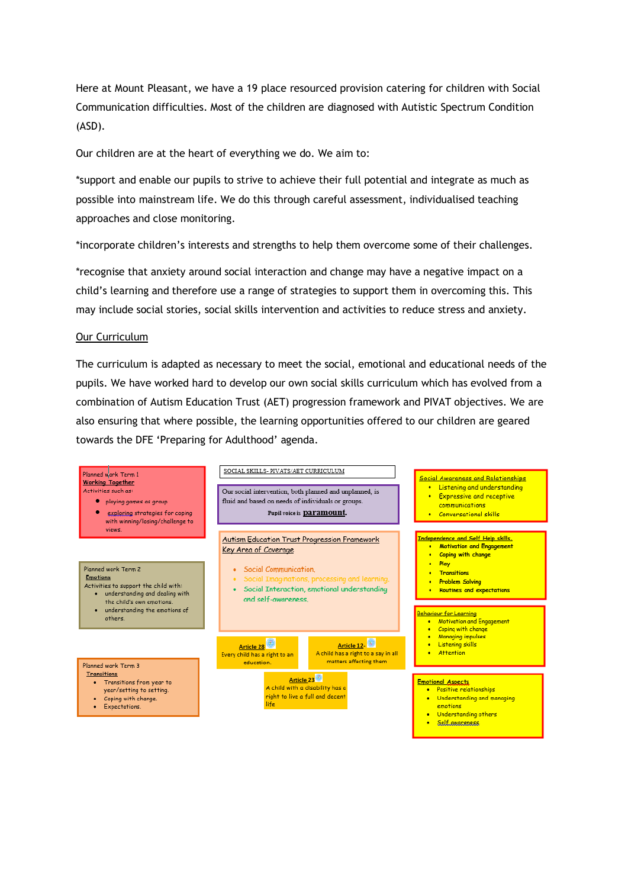Here at Mount Pleasant, we have a 19 place resourced provision catering for children with Social Communication difficulties. Most of the children are diagnosed with Autistic Spectrum Condition (ASD).

Our children are at the heart of everything we do. We aim to:

*support and enable our pupils to strive to achieve their full potential and integrate as much as possible into mainstream life. We do this through careful assessment, individualised teaching approaches and close monitoring.

*incorporate children's interests and strengths to help them overcome some of their challenges.

*recognise that anxiety around social interaction and change may have a negative impact on a child's learning and therefore use a range of strategies to support them in overcoming this. This may include social stories, social skills intervention and activities to reduce stress and anxiety.

## Our Curriculum

The curriculum is adapted as necessary to meet the social, emotional and educational needs of the pupils. We have worked hard to develop our own social skills curriculum which has evolved from a combination of Autism Education Trust (AET) progression framework and PIVAT objectives. We are also ensuring that where possible, the learning opportunities offered to our children are geared towards the DFE 'Preparing for Adulthood' agenda.

Planned work Term 1
**Working Together**
Activities such as:

- playing games as group
- exploring strategies for coping with winning/losing/challenge to views.

Planned work Term 2
**Emotions**
Activities to support the child with:

- understanding and dealing with the child's own emotions.
- understanding the emotions of others.

Planned work Term 3
**Transitions**

- Transitions from year to year/setting to setting.
- Coping with change.
- Expectations.

SOCIAL SKILLS- PIVATS/AET CURRICULUM

Our social intervention, both planned and unplanned, is fluid and based on needs of individuals or groups.
Pupil voice is **paramount**.

**Autism Education Trust Progression Framework**
**Key Area of Coverage**

- Social Communication.
- Social Imaginations, processing and learning.
- Social Interaction, emotional understanding and self-awareness.

**Article 28**
Every child has a right to an education.

**Article 12**
A child has a right to a say in all matters affecting them

**Article 23**
A child with a disability has a right to live a full and decent life

**Social Awareness and Relationships**

- Listening and understanding
- Expressive and receptive communications
- Conversational skills

**Independence and Self Help skills.**

- Motivation and Engagement
- Coping with change
- Play
- Transitions
- Problem Solving
- Routines and expectations

**Behaviour for Learning**

- Motivation and Engagement
- Coping with change
- Managing impulses
- Listening skills
- Attention

**Emotional Aspects**

- Positive relationships
- Understanding and managing emotions
- Understanding others
- Self awareness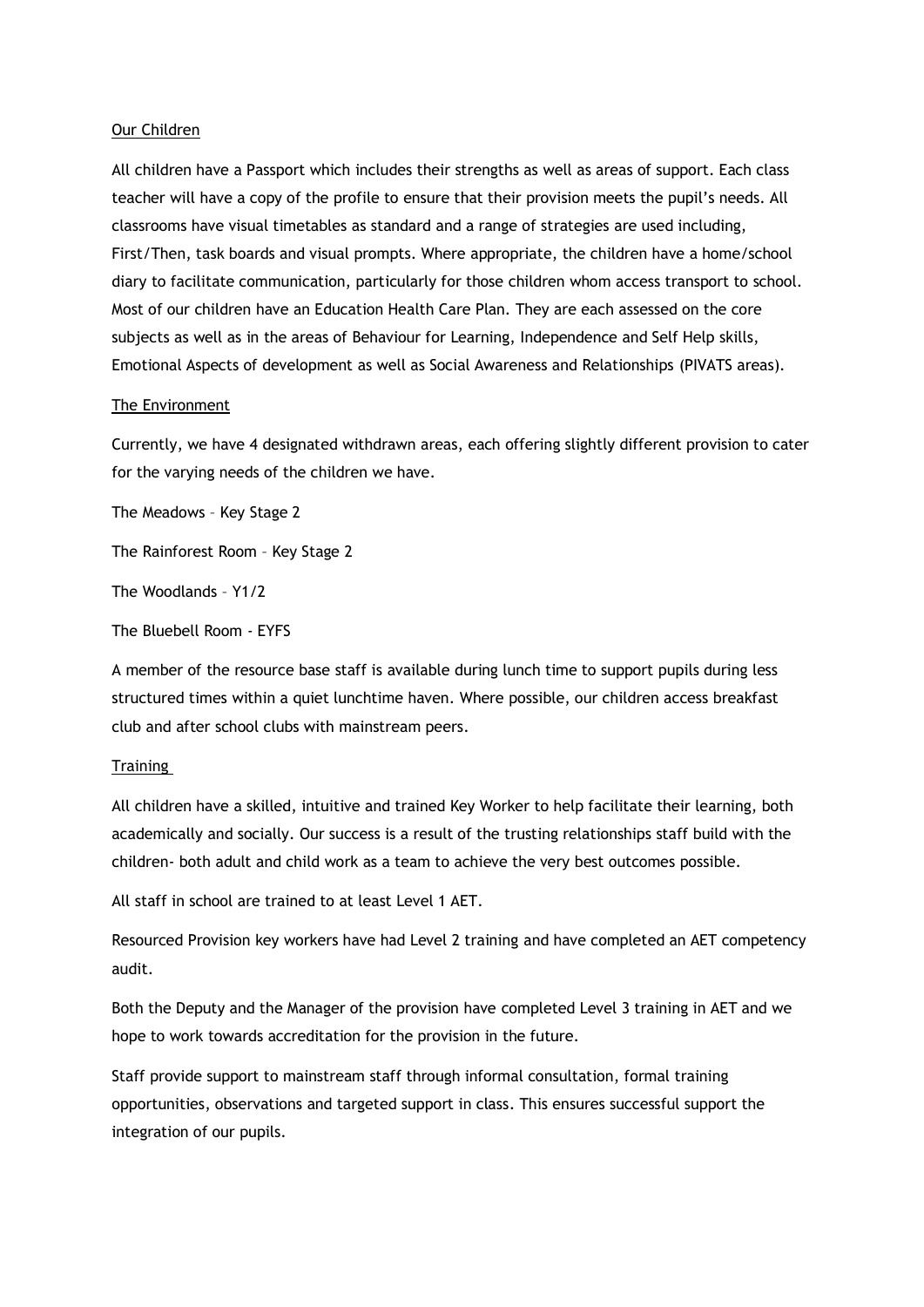## Our Children

All children have a Passport which includes their strengths as well as areas of support. Each class teacher will have a copy of the profile to ensure that their provision meets the pupil's needs. All classrooms have visual timetables as standard and a range of strategies are used including, First/Then, task boards and visual prompts. Where appropriate, the children have a home/school diary to facilitate communication, particularly for those children whom access transport to school. Most of our children have an Education Health Care Plan. They are each assessed on the core subjects as well as in the areas of Behaviour for Learning, Independence and Self Help skills, Emotional Aspects of development as well as Social Awareness and Relationships (PIVATS areas).

## The Environment

Currently, we have 4 designated withdrawn areas, each offering slightly different provision to cater for the varying needs of the children we have.

The Meadows – Key Stage 2

The Rainforest Room – Key Stage 2

The Woodlands – Y1/2

The Bluebell Room - EYFS

A member of the resource base staff is available during lunch time to support pupils during less structured times within a quiet lunchtime haven. Where possible, our children access breakfast club and after school clubs with mainstream peers.

## Training

All children have a skilled, intuitive and trained Key Worker to help facilitate their learning, both academically and socially. Our success is a result of the trusting relationships staff build with the children- both adult and child work as a team to achieve the very best outcomes possible.

All staff in school are trained to at least Level 1 AET.

Resourced Provision key workers have had Level 2 training and have completed an AET competency audit.

Both the Deputy and the Manager of the provision have completed Level 3 training in AET and we hope to work towards accreditation for the provision in the future.

Staff provide support to mainstream staff through informal consultation, formal training opportunities, observations and targeted support in class. This ensures successful support the integration of our pupils.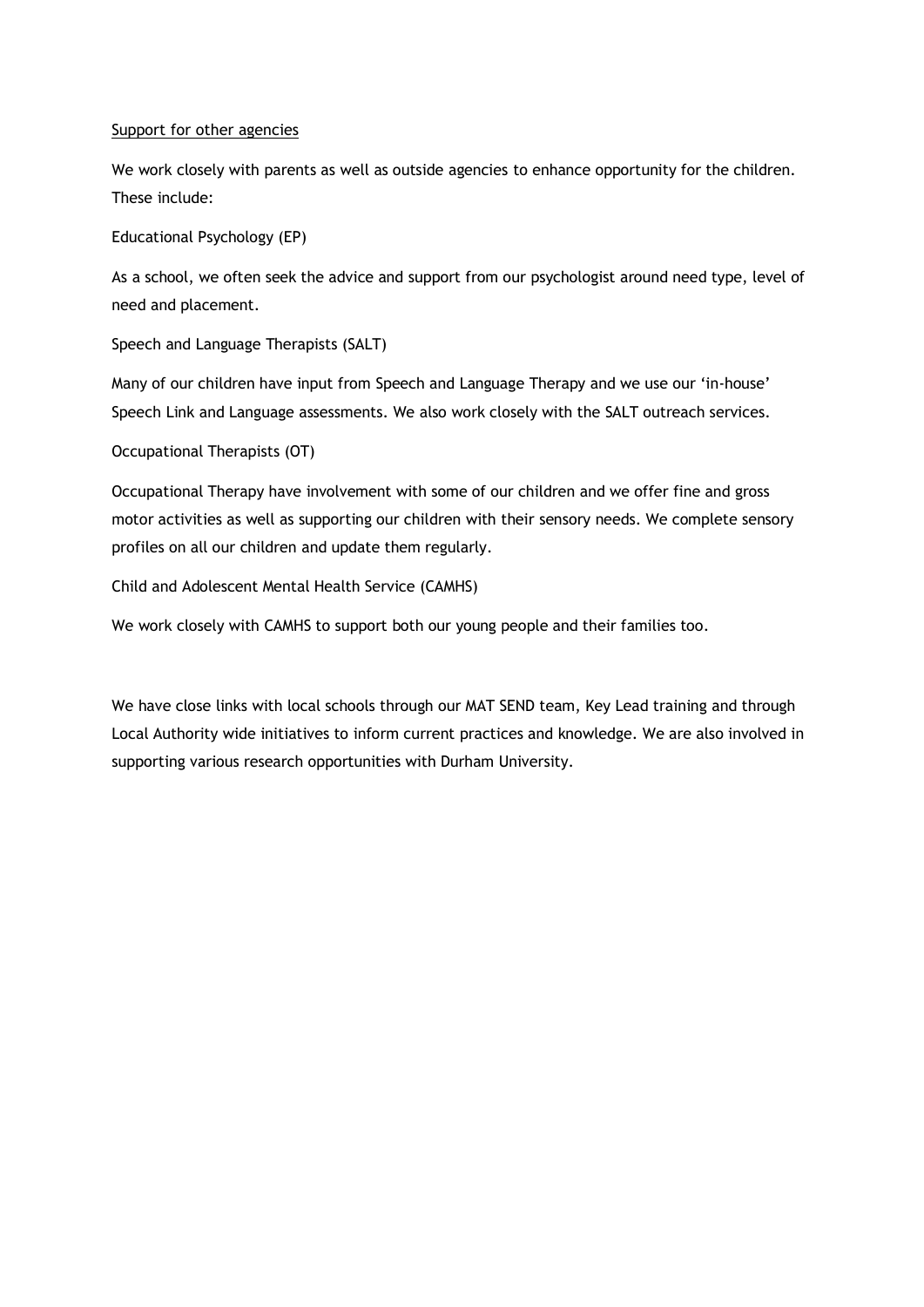<u>Support for other agencies</u>

We work closely with parents as well as outside agencies to enhance opportunity for the children. These include:

Educational Psychology (EP)

As a school, we often seek the advice and support from our psychologist around need type, level of need and placement.

Speech and Language Therapists (SALT)

Many of our children have input from Speech and Language Therapy and we use our 'in-house' Speech Link and Language assessments. We also work closely with the SALT outreach services.

Occupational Therapists (OT)

Occupational Therapy have involvement with some of our children and we offer fine and gross motor activities as well as supporting our children with their sensory needs. We complete sensory profiles on all our children and update them regularly.

Child and Adolescent Mental Health Service (CAMHS)

We work closely with CAMHS to support both our young people and their families too.

We have close links with local schools through our MAT SEND team, Key Lead training and through Local Authority wide initiatives to inform current practices and knowledge. We are also involved in supporting various research opportunities with Durham University.